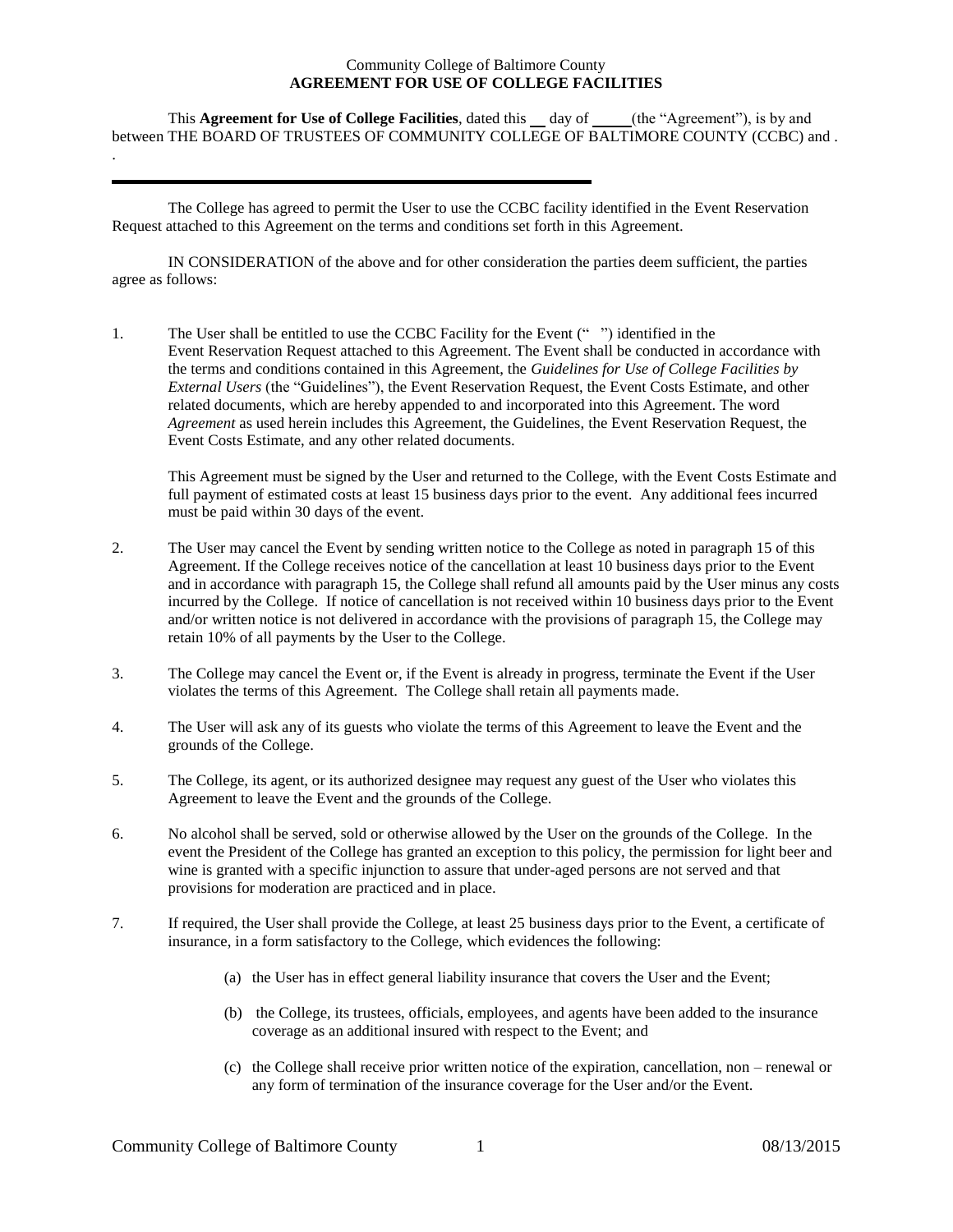Community College of Baltimore County
**AGREEMENT FOR USE OF COLLEGE FACILITIES**

This **Agreement for Use of College Facilities**, dated this __ day of _____ (the "Agreement"), is by and between THE BOARD OF TRUSTEES OF COMMUNITY COLLEGE OF BALTIMORE COUNTY (CCBC) and .

.

---

The College has agreed to permit the User to use the CCBC facility identified in the Event Reservation Request attached to this Agreement on the terms and conditions set forth in this Agreement.

IN CONSIDERATION of the above and for other consideration the parties deem sufficient, the parties agree as follows:

1. The User shall be entitled to use the CCBC Facility for the Event (" ") identified in the Event Reservation Request attached to this Agreement. The Event shall be conducted in accordance with the terms and conditions contained in this Agreement, the *Guidelines for Use of College Facilities by External Users* (the "Guidelines"), the Event Reservation Request, the Event Costs Estimate, and other related documents, which are hereby appended to and incorporated into this Agreement. The word *Agreement* as used herein includes this Agreement, the Guidelines, the Event Reservation Request, the Event Costs Estimate, and any other related documents.

   This Agreement must be signed by the User and returned to the College, with the Event Costs Estimate and full payment of estimated costs at least 15 business days prior to the event. Any additional fees incurred must be paid within 30 days of the event.

2. The User may cancel the Event by sending written notice to the College as noted in paragraph 15 of this Agreement. If the College receives notice of the cancellation at least 10 business days prior to the Event and in accordance with paragraph 15, the College shall refund all amounts paid by the User minus any costs incurred by the College. If notice of cancellation is not received within 10 business days prior to the Event and/or written notice is not delivered in accordance with the provisions of paragraph 15, the College may retain 10% of all payments by the User to the College.

3. The College may cancel the Event or, if the Event is already in progress, terminate the Event if the User violates the terms of this Agreement. The College shall retain all payments made.

4. The User will ask any of its guests who violate the terms of this Agreement to leave the Event and the grounds of the College.

5. The College, its agent, or its authorized designee may request any guest of the User who violates this Agreement to leave the Event and the grounds of the College.

6. No alcohol shall be served, sold or otherwise allowed by the User on the grounds of the College. In the event the President of the College has granted an exception to this policy, the permission for light beer and wine is granted with a specific injunction to assure that under-aged persons are not served and that provisions for moderation are practiced and in place.

7. If required, the User shall provide the College, at least 25 business days prior to the Event, a certificate of insurance, in a form satisfactory to the College, which evidences the following:

   (a) the User has in effect general liability insurance that covers the User and the Event;

   (b) the College, its trustees, officials, employees, and agents have been added to the insurance coverage as an additional insured with respect to the Event; and

   (c) the College shall receive prior written notice of the expiration, cancellation, non – renewal or any form of termination of the insurance coverage for the User and/or the Event.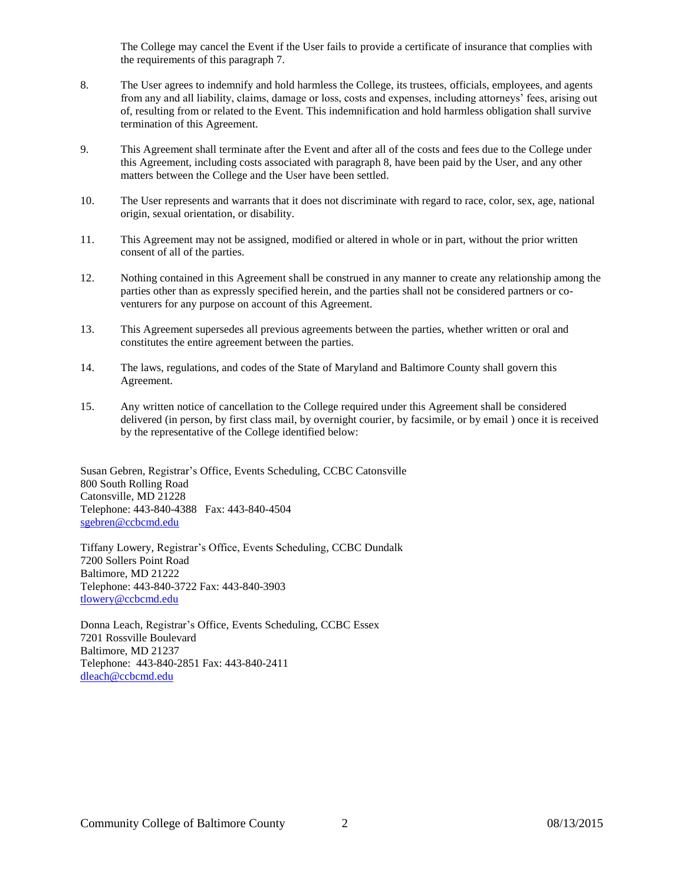The College may cancel the Event if the User fails to provide a certificate of insurance that complies with the requirements of this paragraph 7.

8. The User agrees to indemnify and hold harmless the College, its trustees, officials, employees, and agents from any and all liability, claims, damage or loss, costs and expenses, including attorneys' fees, arising out of, resulting from or related to the Event. This indemnification and hold harmless obligation shall survive termination of this Agreement.

9. This Agreement shall terminate after the Event and after all of the costs and fees due to the College under this Agreement, including costs associated with paragraph 8, have been paid by the User, and any other matters between the College and the User have been settled.

10. The User represents and warrants that it does not discriminate with regard to race, color, sex, age, national origin, sexual orientation, or disability.

11. This Agreement may not be assigned, modified or altered in whole or in part, without the prior written consent of all of the parties.

12. Nothing contained in this Agreement shall be construed in any manner to create any relationship among the parties other than as expressly specified herein, and the parties shall not be considered partners or co-venturers for any purpose on account of this Agreement.

13. This Agreement supersedes all previous agreements between the parties, whether written or oral and constitutes the entire agreement between the parties.

14. The laws, regulations, and codes of the State of Maryland and Baltimore County shall govern this Agreement.

15. Any written notice of cancellation to the College required under this Agreement shall be considered delivered (in person, by first class mail, by overnight courier, by facsimile, or by email ) once it is received by the representative of the College identified below:

Susan Gebren, Registrar's Office, Events Scheduling, CCBC Catonsville
800 South Rolling Road
Catonsville, MD 21228
Telephone: 443-840-4388 Fax: 443-840-4504
sgebren@ccbcmd.edu

Tiffany Lowery, Registrar's Office, Events Scheduling, CCBC Dundalk
7200 Sollers Point Road
Baltimore, MD 21222
Telephone: 443-840-3722 Fax: 443-840-3903
tlowery@ccbcmd.edu

Donna Leach, Registrar's Office, Events Scheduling, CCBC Essex
7201 Rossville Boulevard
Baltimore, MD 21237
Telephone: 443-840-2851 Fax: 443-840-2411
dleach@ccbcmd.edu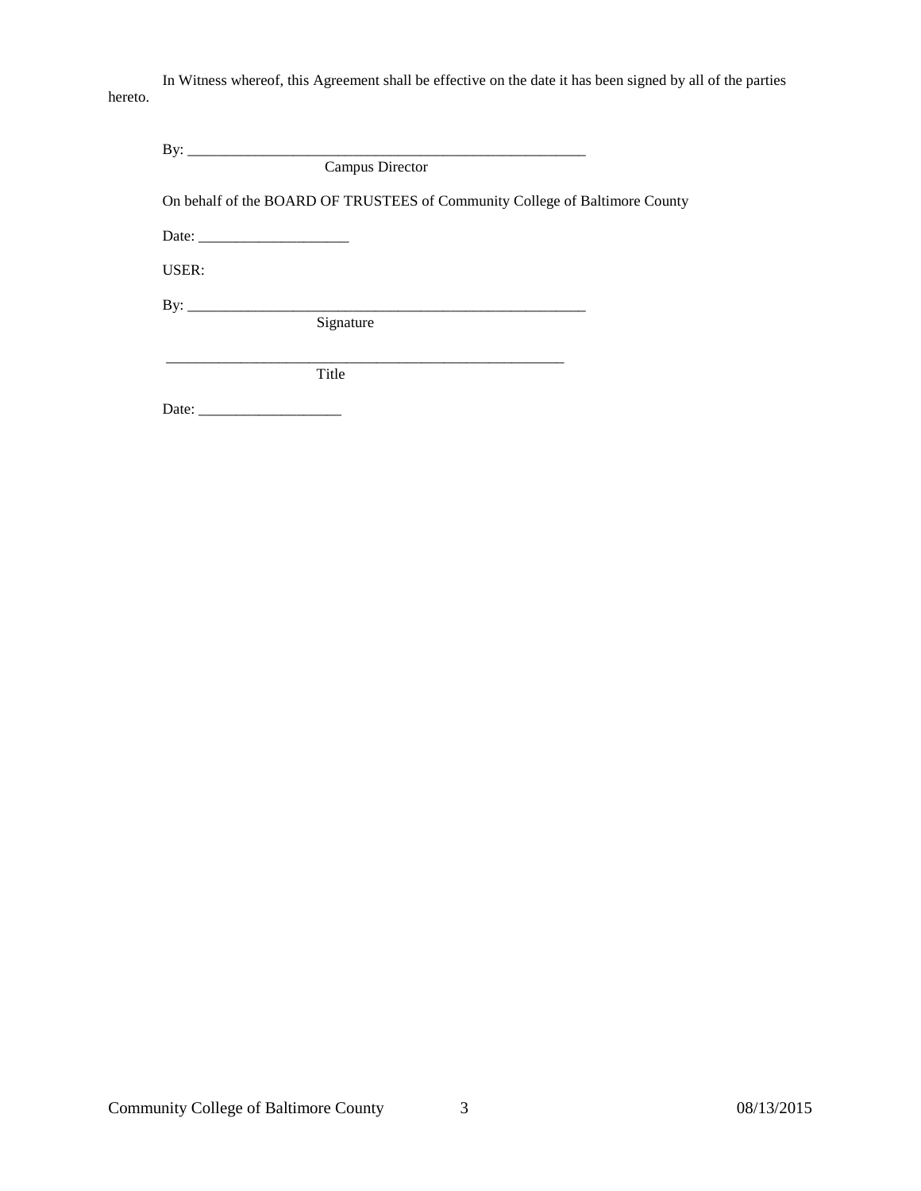In Witness whereof, this Agreement shall be effective on the date it has been signed by all of the parties hereto.

By: _______________________________________________________
Campus Director

On behalf of the BOARD OF TRUSTEES of Community College of Baltimore County

Date: ____________________

USER:

By: _______________________________________________________
Signature

_______________________________________________________
Title

Date: ___________________